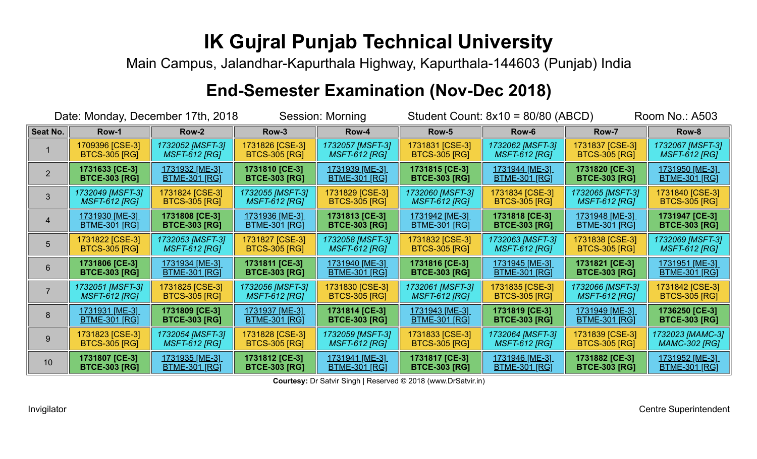# IK Gujral Punjab Technical University

Main Campus, Jalandhar-Kapurthala Highway, Kapurthala-144603 (Punjab) India

## End-Semester Examination (Nov-Dec 2018)

Date: Monday, December 17th, 2018 Session: Morning Student Count: 8x10 = 80/80 (ABCD) Room No.: A503

| Seat No. | Row-1 | Row-2 | Row-3 | Row-4 | Row-5 | Row-6 | Row-7 | Row-8 |
|---|---|---|---|---|---|---|---|---|
| 1 | 1709396 [CSE-3] BTCS-305 [RG] | *1732052 [MSFT-3] MSFT-612 [RG]* | 1731826 [CSE-3] BTCS-305 [RG] | *1732057 [MSFT-3] MSFT-612 [RG]* | 1731831 [CSE-3] BTCS-305 [RG] | *1732062 [MSFT-3] MSFT-612 [RG]* | 1731837 [CSE-3] BTCS-305 [RG] | *1732067 [MSFT-3] MSFT-612 [RG]* |
| 2 | **1731633 [CE-3] BTCE-303 [RG]** | 1731932 [ME-3] BTME-301 [RG] | **1731810 [CE-3] BTCE-303 [RG]** | 1731939 [ME-3] BTME-301 [RG] | **1731815 [CE-3] BTCE-303 [RG]** | 1731944 [ME-3] BTME-301 [RG] | **1731820 [CE-3] BTCE-303 [RG]** | 1731950 [ME-3] BTME-301 [RG] |
| 3 | *1732049 [MSFT-3] MSFT-612 [RG]* | 1731824 [CSE-3] BTCS-305 [RG] | *1732055 [MSFT-3] MSFT-612 [RG]* | 1731829 [CSE-3] BTCS-305 [RG] | *1732060 [MSFT-3] MSFT-612 [RG]* | 1731834 [CSE-3] BTCS-305 [RG] | *1732065 [MSFT-3] MSFT-612 [RG]* | 1731840 [CSE-3] BTCS-305 [RG] |
| 4 | 1731930 [ME-3] BTME-301 [RG] | **1731808 [CE-3] BTCE-303 [RG]** | 1731936 [ME-3] BTME-301 [RG] | **1731813 [CE-3] BTCE-303 [RG]** | 1731942 [ME-3] BTME-301 [RG] | **1731818 [CE-3] BTCE-303 [RG]** | 1731948 [ME-3] BTME-301 [RG] | **1731947 [CE-3] BTCE-303 [RG]** |
| 5 | 1731822 [CSE-3] BTCS-305 [RG] | *1732053 [MSFT-3] MSFT-612 [RG]* | 1731827 [CSE-3] BTCS-305 [RG] | *1732058 [MSFT-3] MSFT-612 [RG]* | 1731832 [CSE-3] BTCS-305 [RG] | *1732063 [MSFT-3] MSFT-612 [RG]* | 1731838 [CSE-3] BTCS-305 [RG] | *1732069 [MSFT-3] MSFT-612 [RG]* |
| 6 | **1731806 [CE-3] BTCE-303 [RG]** | 1731934 [ME-3] BTME-301 [RG] | **1731811 [CE-3] BTCE-303 [RG]** | 1731940 [ME-3] BTME-301 [RG] | **1731816 [CE-3] BTCE-303 [RG]** | 1731945 [ME-3] BTME-301 [RG] | **1731821 [CE-3] BTCE-303 [RG]** | 1731951 [ME-3] BTME-301 [RG] |
| 7 | *1732051 [MSFT-3] MSFT-612 [RG]* | 1731825 [CSE-3] BTCS-305 [RG] | *1732056 [MSFT-3] MSFT-612 [RG]* | 1731830 [CSE-3] BTCS-305 [RG] | *1732061 [MSFT-3] MSFT-612 [RG]* | 1731835 [CSE-3] BTCS-305 [RG] | *1732066 [MSFT-3] MSFT-612 [RG]* | 1731842 [CSE-3] BTCS-305 [RG] |
| 8 | 1731931 [ME-3] BTME-301 [RG] | **1731809 [CE-3] BTCE-303 [RG]** | 1731937 [ME-3] BTME-301 [RG] | **1731814 [CE-3] BTCE-303 [RG]** | 1731943 [ME-3] BTME-301 [RG] | **1731819 [CE-3] BTCE-303 [RG]** | 1731949 [ME-3] BTME-301 [RG] | **1736250 [CE-3] BTCE-303 [RG]** |
| 9 | 1731823 [CSE-3] BTCS-305 [RG] | *1732054 [MSFT-3] MSFT-612 [RG]* | 1731828 [CSE-3] BTCS-305 [RG] | *1732059 [MSFT-3] MSFT-612 [RG]* | 1731833 [CSE-3] BTCS-305 [RG] | *1732064 [MSFT-3] MSFT-612 [RG]* | 1731839 [CSE-3] BTCS-305 [RG] | *1732023 [MAMC-3] MAMC-302 [RG]* |
| 10 | **1731807 [CE-3] BTCE-303 [RG]** | 1731935 [ME-3] BTME-301 [RG] | **1731812 [CE-3] BTCE-303 [RG]** | 1731941 [ME-3] BTME-301 [RG] | **1731817 [CE-3] BTCE-303 [RG]** | 1731946 [ME-3] BTME-301 [RG] | **1731882 [CE-3] BTCE-303 [RG]** | 1731952 [ME-3] BTME-301 [RG] |

**Courtesy:** Dr Satvir Singh | Reserved © 2018 (www.DrSatvir.in)

Invigilator

Centre Superintendent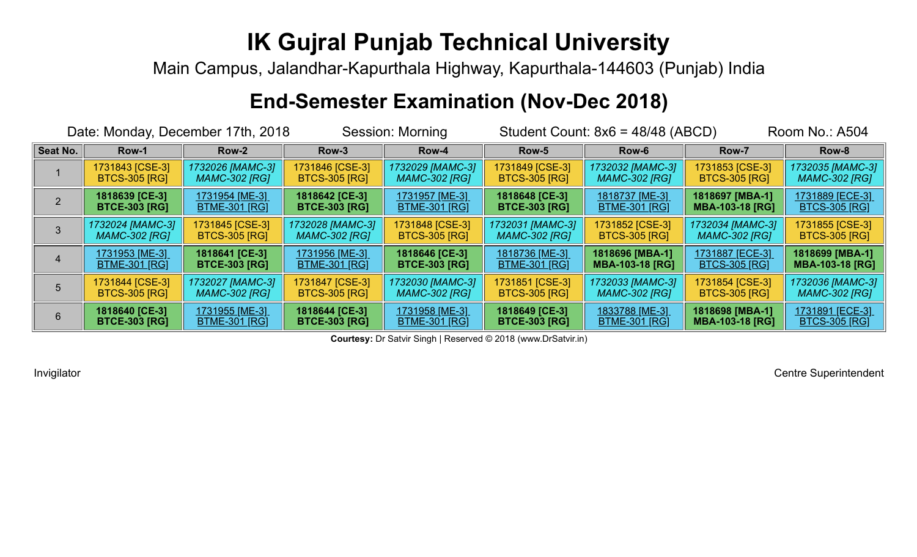# IK Gujral Punjab Technical University

Main Campus, Jalandhar-Kapurthala Highway, Kapurthala-144603 (Punjab) India

## End-Semester Examination (Nov-Dec 2018)

Date: Monday, December 17th, 2018 | Session: Morning | Student Count: 8x6 = 48/48 (ABCD) | Room No.: A504

| Seat No. | Row-1 | Row-2 | Row-3 | Row-4 | Row-5 | Row-6 | Row-7 | Row-8 |
|---|---|---|---|---|---|---|---|---|
| 1 | 1731843 [CSE-3] BTCS-305 [RG] | *1732026 [MAMC-3] MAMC-302 [RG]* | 1731846 [CSE-3] BTCS-305 [RG] | *1732029 [MAMC-3] MAMC-302 [RG]* | 1731849 [CSE-3] BTCS-305 [RG] | *1732032 [MAMC-3] MAMC-302 [RG]* | 1731853 [CSE-3] BTCS-305 [RG] | *1732035 [MAMC-3] MAMC-302 [RG]* |
| 2 | **1818639 [CE-3] BTCE-303 [RG]** | 1731954 [ME-3] BTME-301 [RG] | **1818642 [CE-3] BTCE-303 [RG]** | 1731957 [ME-3] BTME-301 [RG] | **1818648 [CE-3] BTCE-303 [RG]** | 1818737 [ME-3] BTME-301 [RG] | **1818697 [MBA-1] MBA-103-18 [RG]** | 1731889 [ECE-3] BTCS-305 [RG] |
| 3 | *1732024 [MAMC-3] MAMC-302 [RG]* | 1731845 [CSE-3] BTCS-305 [RG] | *1732028 [MAMC-3] MAMC-302 [RG]* | 1731848 [CSE-3] BTCS-305 [RG] | *1732031 [MAMC-3] MAMC-302 [RG]* | 1731852 [CSE-3] BTCS-305 [RG] | *1732034 [MAMC-3] MAMC-302 [RG]* | 1731855 [CSE-3] BTCS-305 [RG] |
| 4 | 1731953 [ME-3] BTME-301 [RG] | **1818641 [CE-3] BTCE-303 [RG]** | 1731956 [ME-3] BTME-301 [RG] | **1818646 [CE-3] BTCE-303 [RG]** | 1818736 [ME-3] BTME-301 [RG] | **1818696 [MBA-1] MBA-103-18 [RG]** | 1731887 [ECE-3] BTCS-305 [RG] | **1818699 [MBA-1] MBA-103-18 [RG]** |
| 5 | 1731844 [CSE-3] BTCS-305 [RG] | *1732027 [MAMC-3] MAMC-302 [RG]* | 1731847 [CSE-3] BTCS-305 [RG] | *1732030 [MAMC-3] MAMC-302 [RG]* | 1731851 [CSE-3] BTCS-305 [RG] | *1732033 [MAMC-3] MAMC-302 [RG]* | 1731854 [CSE-3] BTCS-305 [RG] | *1732036 [MAMC-3] MAMC-302 [RG]* |
| 6 | **1818640 [CE-3] BTCE-303 [RG]** | 1731955 [ME-3] BTME-301 [RG] | **1818644 [CE-3] BTCE-303 [RG]** | 1731958 [ME-3] BTME-301 [RG] | **1818649 [CE-3] BTCE-303 [RG]** | 1833788 [ME-3] BTME-301 [RG] | **1818698 [MBA-1] MBA-103-18 [RG]** | 1731891 [ECE-3] BTCS-305 [RG] |

**Courtesy:** Dr Satvir Singh | Reserved © 2018 (www.DrSatvir.in)

Invigilator

Centre Superintendent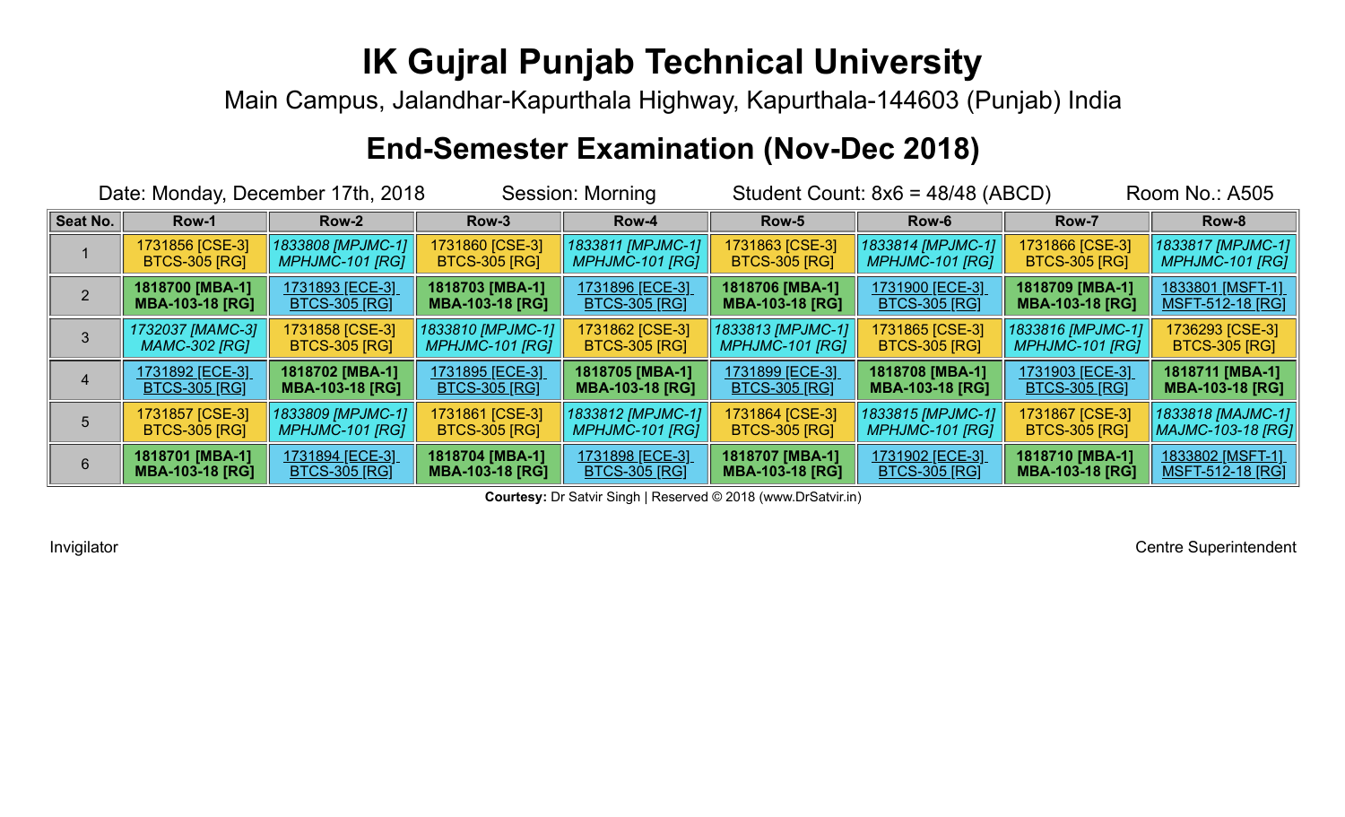# IK Gujral Punjab Technical University

Main Campus, Jalandhar-Kapurthala Highway, Kapurthala-144603 (Punjab) India

## End-Semester Examination (Nov-Dec 2018)

Date: Monday, December 17th, 2018 Session: Morning Student Count: 8x6 = 48/48 (ABCD) Room No.: A505

| Seat No. | Row-1 | Row-2 | Row-3 | Row-4 | Row-5 | Row-6 | Row-7 | Row-8 |
|---|---|---|---|---|---|---|---|---|
| 1 | 1731856 [CSE-3] BTCS-305 [RG] | *1833808 [MPJMC-1] MPHJMC-101 [RG]* | 1731860 [CSE-3] BTCS-305 [RG] | *1833811 [MPJMC-1] MPHJMC-101 [RG]* | 1731863 [CSE-3] BTCS-305 [RG] | *1833814 [MPJMC-1] MPHJMC-101 [RG]* | 1731866 [CSE-3] BTCS-305 [RG] | *1833817 [MPJMC-1] MPHJMC-101 [RG]* |
| 2 | **1818700 [MBA-1] MBA-103-18 [RG]** | 1731893 [ECE-3] BTCS-305 [RG] | **1818703 [MBA-1] MBA-103-18 [RG]** | 1731896 [ECE-3] BTCS-305 [RG] | **1818706 [MBA-1] MBA-103-18 [RG]** | 1731900 [ECE-3] BTCS-305 [RG] | **1818709 [MBA-1] MBA-103-18 [RG]** | 1833801 [MSFT-1] MSFT-512-18 [RG] |
| 3 | *1732037 [MAMC-3] MAMC-302 [RG]* | 1731858 [CSE-3] BTCS-305 [RG] | *1833810 [MPJMC-1] MPHJMC-101 [RG]* | 1731862 [CSE-3] BTCS-305 [RG] | *1833813 [MPJMC-1] MPHJMC-101 [RG]* | 1731865 [CSE-3] BTCS-305 [RG] | *1833816 [MPJMC-1] MPHJMC-101 [RG]* | 1736293 [CSE-3] BTCS-305 [RG] |
| 4 | 1731892 [ECE-3] BTCS-305 [RG] | **1818702 [MBA-1] MBA-103-18 [RG]** | 1731895 [ECE-3] BTCS-305 [RG] | **1818705 [MBA-1] MBA-103-18 [RG]** | 1731899 [ECE-3] BTCS-305 [RG] | **1818708 [MBA-1] MBA-103-18 [RG]** | 1731903 [ECE-3] BTCS-305 [RG] | **1818711 [MBA-1] MBA-103-18 [RG]** |
| 5 | 1731857 [CSE-3] BTCS-305 [RG] | *1833809 [MPJMC-1] MPHJMC-101 [RG]* | 1731861 [CSE-3] BTCS-305 [RG] | *1833812 [MPJMC-1] MPHJMC-101 [RG]* | 1731864 [CSE-3] BTCS-305 [RG] | *1833815 [MPJMC-1] MPHJMC-101 [RG]* | 1731867 [CSE-3] BTCS-305 [RG] | *1833818 [MAJMC-1] MAJMC-103-18 [RG]* |
| 6 | **1818701 [MBA-1] MBA-103-18 [RG]** | 1731894 [ECE-3] BTCS-305 [RG] | **1818704 [MBA-1] MBA-103-18 [RG]** | 1731898 [ECE-3] BTCS-305 [RG] | **1818707 [MBA-1] MBA-103-18 [RG]** | 1731902 [ECE-3] BTCS-305 [RG] | **1818710 [MBA-1] MBA-103-18 [RG]** | 1833802 [MSFT-1] MSFT-512-18 [RG] |

**Courtesy:** Dr Satvir Singh | Reserved © 2018 (www.DrSatvir.in)

Invigilator

Centre Superintendent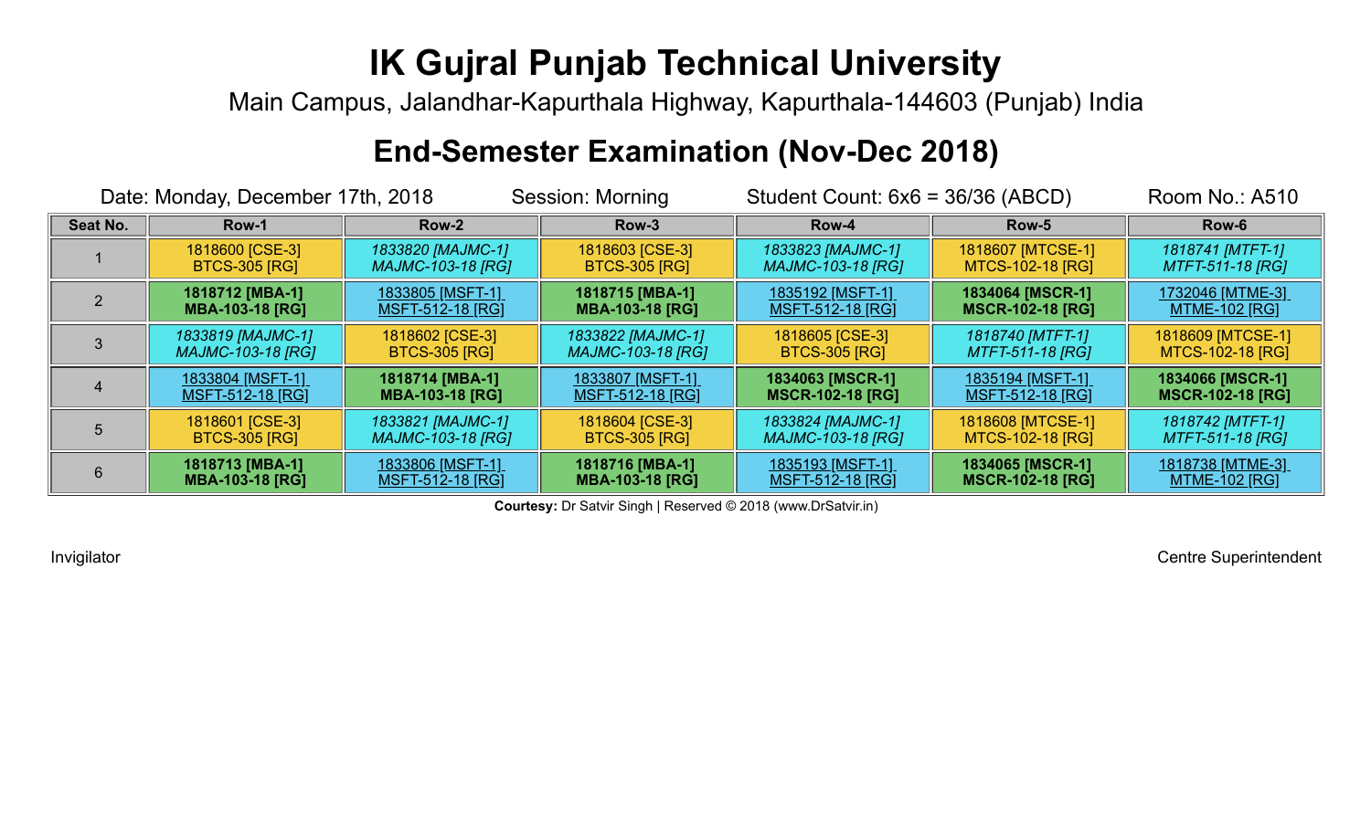# IK Gujral Punjab Technical University

Main Campus, Jalandhar-Kapurthala Highway, Kapurthala-144603 (Punjab) India

## End-Semester Examination (Nov-Dec 2018)

Date: Monday, December 17th, 2018    Session: Morning    Student Count: 6x6 = 36/36 (ABCD)    Room No.: A510

| Seat No. | Row-1 | Row-2 | Row-3 | Row-4 | Row-5 | Row-6 |
|---|---|---|---|---|---|---|
| 1 | 1818600 [CSE-3] BTCS-305 [RG] | *1833820 [MAJMC-1] MAJMC-103-18 [RG]* | 1818603 [CSE-3] BTCS-305 [RG] | *1833823 [MAJMC-1] MAJMC-103-18 [RG]* | 1818607 [MTCSE-1] MTCS-102-18 [RG] | *1818741 [MTFT-1] MTFT-511-18 [RG]* |
| 2 | **1818712 [MBA-1] MBA-103-18 [RG]** | 1833805 [MSFT-1] MSFT-512-18 [RG] | **1818715 [MBA-1] MBA-103-18 [RG]** | 1835192 [MSFT-1] MSFT-512-18 [RG] | **1834064 [MSCR-1] MSCR-102-18 [RG]** | 1732046 [MTME-3] MTME-102 [RG] |
| 3 | *1833819 [MAJMC-1] MAJMC-103-18 [RG]* | 1818602 [CSE-3] BTCS-305 [RG] | *1833822 [MAJMC-1] MAJMC-103-18 [RG]* | 1818605 [CSE-3] BTCS-305 [RG] | *1818740 [MTFT-1] MTFT-511-18 [RG]* | 1818609 [MTCSE-1] MTCS-102-18 [RG] |
| 4 | 1833804 [MSFT-1] MSFT-512-18 [RG] | **1818714 [MBA-1] MBA-103-18 [RG]** | 1833807 [MSFT-1] MSFT-512-18 [RG] | **1834063 [MSCR-1] MSCR-102-18 [RG]** | 1835194 [MSFT-1] MSFT-512-18 [RG] | **1834066 [MSCR-1] MSCR-102-18 [RG]** |
| 5 | 1818601 [CSE-3] BTCS-305 [RG] | *1833821 [MAJMC-1] MAJMC-103-18 [RG]* | 1818604 [CSE-3] BTCS-305 [RG] | *1833824 [MAJMC-1] MAJMC-103-18 [RG]* | 1818608 [MTCSE-1] MTCS-102-18 [RG] | *1818742 [MTFT-1] MTFT-511-18 [RG]* |
| 6 | **1818713 [MBA-1] MBA-103-18 [RG]** | 1833806 [MSFT-1] MSFT-512-18 [RG] | **1818716 [MBA-1] MBA-103-18 [RG]** | 1835193 [MSFT-1] MSFT-512-18 [RG] | **1834065 [MSCR-1] MSCR-102-18 [RG]** | 1818738 [MTME-3] MTME-102 [RG] |

**Courtesy:** Dr Satvir Singh | Reserved © 2018 (www.DrSatvir.in)

Invigilator    Centre Superintendent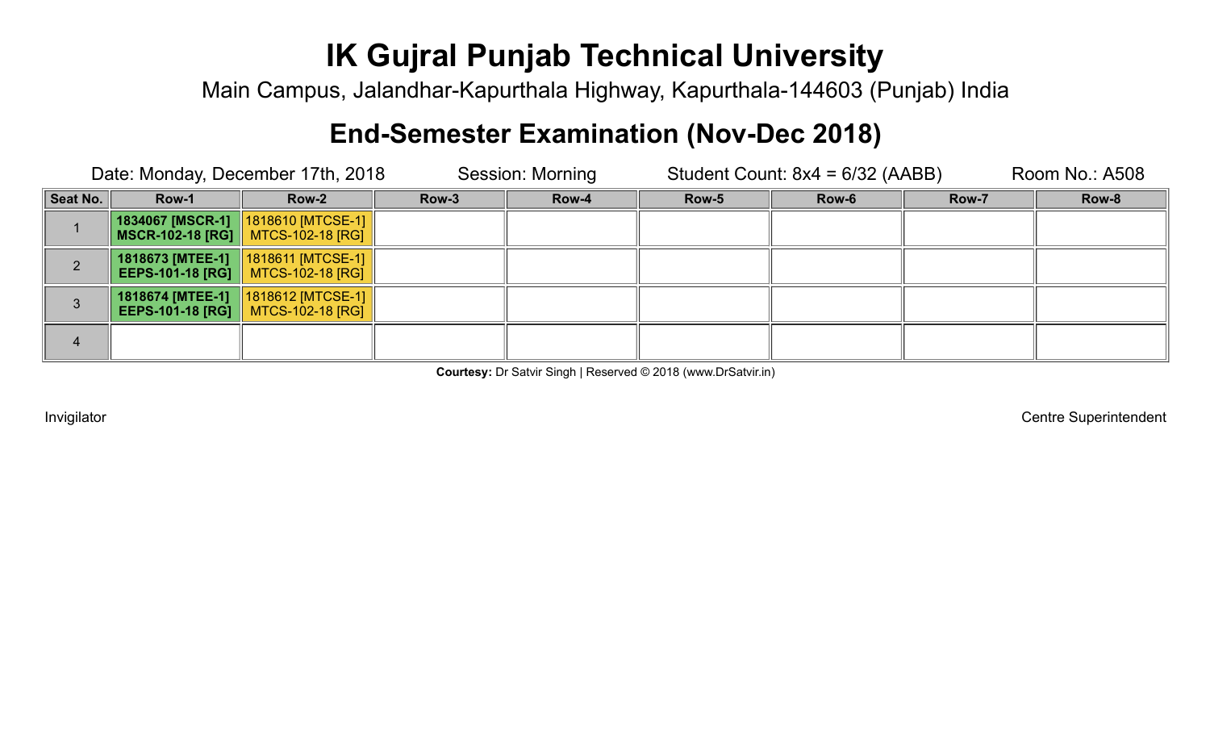# IK Gujral Punjab Technical University

Main Campus, Jalandhar-Kapurthala Highway, Kapurthala-144603 (Punjab) India

## End-Semester Examination (Nov-Dec 2018)

Date: Monday, December 17th, 2018 Session: Morning Student Count: 8x4 = 6/32 (AABB) Room No.: A508

| Seat No. | Row-1 | Row-2 | Row-3 | Row-4 | Row-5 | Row-6 | Row-7 | Row-8 |
|---|---|---|---|---|---|---|---|---|
| 1 | **1834067 [MSCR-1] MSCR-102-18 [RG]** | 1818610 [MTCSE-1] MTCS-102-18 [RG] | | | | | | |
| 2 | **1818673 [MTEE-1] EEPS-101-18 [RG]** | 1818611 [MTCSE-1] MTCS-102-18 [RG] | | | | | | |
| 3 | **1818674 [MTEE-1] EEPS-101-18 [RG]** | 1818612 [MTCSE-1] MTCS-102-18 [RG] | | | | | | |
| 4 | | | | | | | | |

**Courtesy:** Dr Satvir Singh | Reserved © 2018 (www.DrSatvir.in)

Invigilator

Centre Superintendent